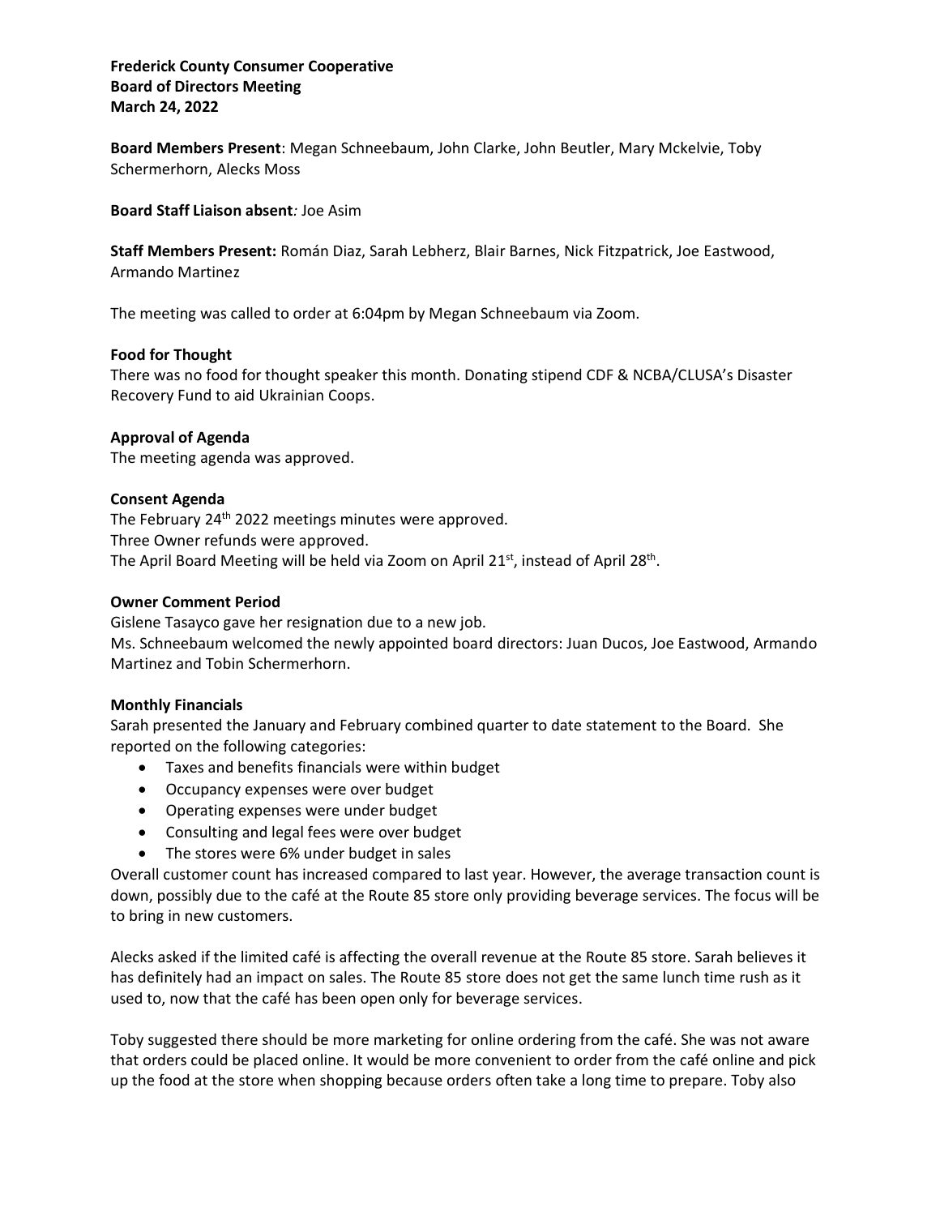**Frederick County Consumer Cooperative**
**Board of Directors Meeting**
**March 24, 2022**

**Board Members Present**: Megan Schneebaum, John Clarke, John Beutler, Mary Mckelvie, Toby Schermerhorn, Alecks Moss

**Board Staff Liaison absent***:* Joe Asim

**Staff Members Present:** Román Diaz, Sarah Lebherz, Blair Barnes, Nick Fitzpatrick, Joe Eastwood, Armando Martinez

The meeting was called to order at 6:04pm by Megan Schneebaum via Zoom.

**Food for Thought**
There was no food for thought speaker this month. Donating stipend CDF & NCBA/CLUSA's Disaster Recovery Fund to aid Ukrainian Coops.

**Approval of Agenda**
The meeting agenda was approved.

**Consent Agenda**
The February 24th 2022 meetings minutes were approved.
Three Owner refunds were approved.
The April Board Meeting will be held via Zoom on April 21st, instead of April 28th.

**Owner Comment Period**
Gislene Tasayco gave her resignation due to a new job.
Ms. Schneebaum welcomed the newly appointed board directors: Juan Ducos, Joe Eastwood, Armando Martinez and Tobin Schermerhorn.

**Monthly Financials**
Sarah presented the January and February combined quarter to date statement to the Board. She reported on the following categories:

- Taxes and benefits financials were within budget
- Occupancy expenses were over budget
- Operating expenses were under budget
- Consulting and legal fees were over budget
- The stores were 6% under budget in sales

Overall customer count has increased compared to last year. However, the average transaction count is down, possibly due to the café at the Route 85 store only providing beverage services. The focus will be to bring in new customers.

Alecks asked if the limited café is affecting the overall revenue at the Route 85 store. Sarah believes it has definitely had an impact on sales. The Route 85 store does not get the same lunch time rush as it used to, now that the café has been open only for beverage services.

Toby suggested there should be more marketing for online ordering from the café. She was not aware that orders could be placed online. It would be more convenient to order from the café online and pick up the food at the store when shopping because orders often take a long time to prepare. Toby also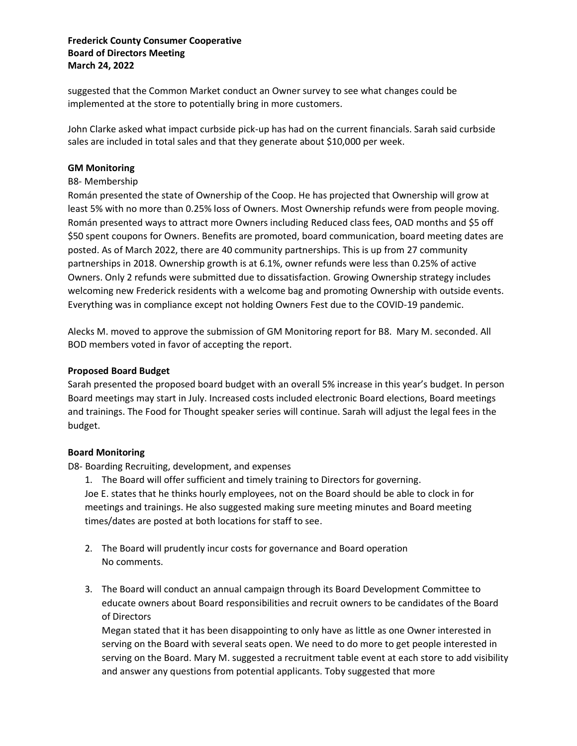suggested that the Common Market conduct an Owner survey to see what changes could be implemented at the store to potentially bring in more customers.

John Clarke asked what impact curbside pick-up has had on the current financials. Sarah said curbside sales are included in total sales and that they generate about $10,000 per week.

**GM Monitoring**

B8- Membership

Román presented the state of Ownership of the Coop. He has projected that Ownership will grow at least 5% with no more than 0.25% loss of Owners. Most Ownership refunds were from people moving. Román presented ways to attract more Owners including Reduced class fees, OAD months and $5 off $50 spent coupons for Owners. Benefits are promoted, board communication, board meeting dates are posted. As of March 2022, there are 40 community partnerships. This is up from 27 community partnerships in 2018. Ownership growth is at 6.1%, owner refunds were less than 0.25% of active Owners. Only 2 refunds were submitted due to dissatisfaction. Growing Ownership strategy includes welcoming new Frederick residents with a welcome bag and promoting Ownership with outside events. Everything was in compliance except not holding Owners Fest due to the COVID-19 pandemic.

Alecks M. moved to approve the submission of GM Monitoring report for B8. Mary M. seconded. All BOD members voted in favor of accepting the report.

**Proposed Board Budget**

Sarah presented the proposed board budget with an overall 5% increase in this year's budget. In person Board meetings may start in July. Increased costs included electronic Board elections, Board meetings and trainings. The Food for Thought speaker series will continue. Sarah will adjust the legal fees in the budget.

**Board Monitoring**

D8- Boarding Recruiting, development, and expenses

1. The Board will offer sufficient and timely training to Directors for governing.
   Joe E. states that he thinks hourly employees, not on the Board should be able to clock in for meetings and trainings. He also suggested making sure meeting minutes and Board meeting times/dates are posted at both locations for staff to see.

2. The Board will prudently incur costs for governance and Board operation
   No comments.

3. The Board will conduct an annual campaign through its Board Development Committee to educate owners about Board responsibilities and recruit owners to be candidates of the Board of Directors
   Megan stated that it has been disappointing to only have as little as one Owner interested in serving on the Board with several seats open. We need to do more to get people interested in serving on the Board. Mary M. suggested a recruitment table event at each store to add visibility and answer any questions from potential applicants. Toby suggested that more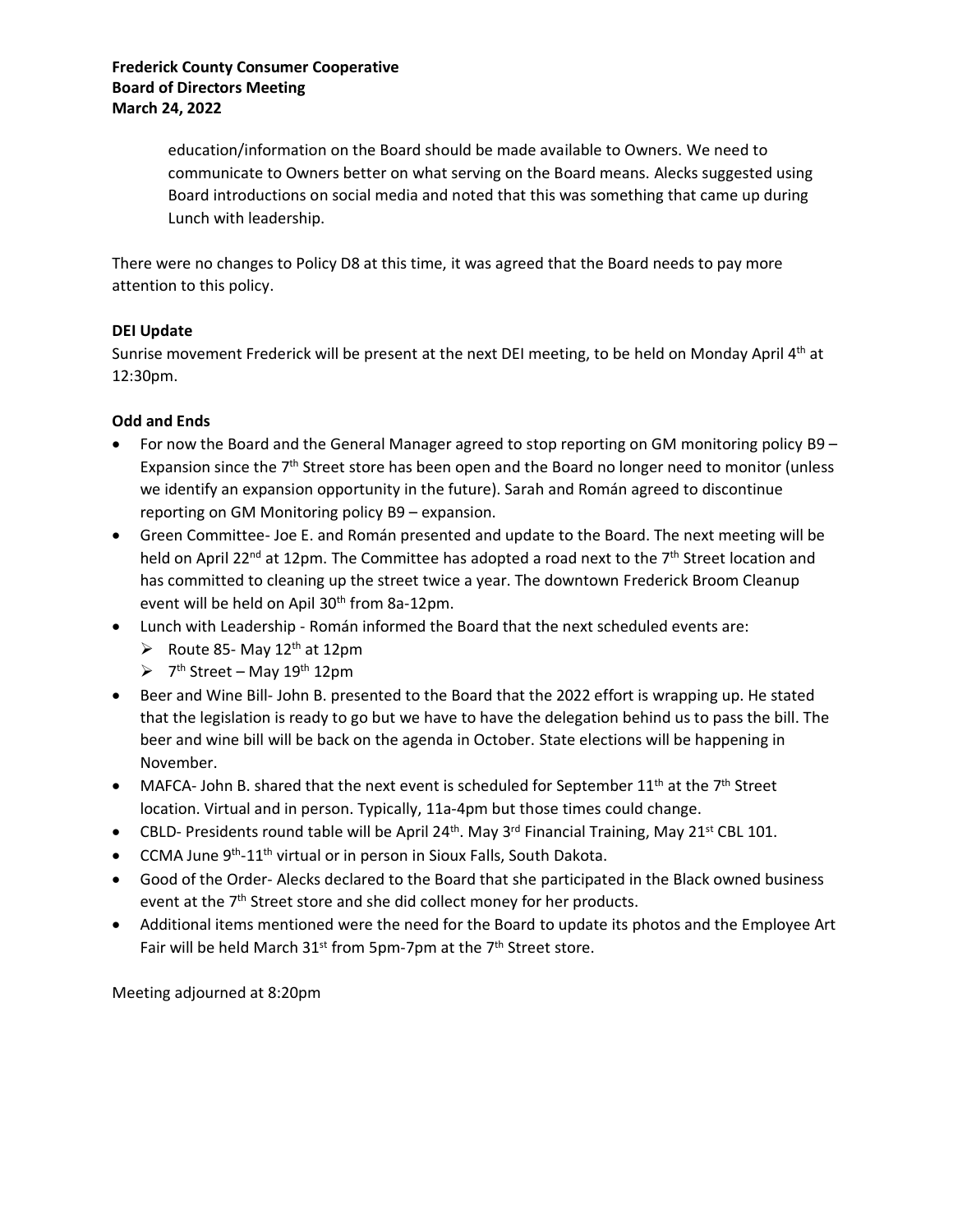education/information on the Board should be made available to Owners. We need to communicate to Owners better on what serving on the Board means. Alecks suggested using Board introductions on social media and noted that this was something that came up during Lunch with leadership.

There were no changes to Policy D8 at this time, it was agreed that the Board needs to pay more attention to this policy.

**DEI Update**

Sunrise movement Frederick will be present at the next DEI meeting, to be held on Monday April 4th at 12:30pm.

**Odd and Ends**

- For now the Board and the General Manager agreed to stop reporting on GM monitoring policy B9 – Expansion since the 7th Street store has been open and the Board no longer need to monitor (unless we identify an expansion opportunity in the future). Sarah and Román agreed to discontinue reporting on GM Monitoring policy B9 – expansion.
- Green Committee- Joe E. and Román presented and update to the Board. The next meeting will be held on April 22nd at 12pm. The Committee has adopted a road next to the 7th Street location and has committed to cleaning up the street twice a year. The downtown Frederick Broom Cleanup event will be held on Apil 30th from 8a-12pm.
- Lunch with Leadership - Román informed the Board that the next scheduled events are:
  - Route 85- May 12th at 12pm
  - 7th Street – May 19th 12pm
- Beer and Wine Bill- John B. presented to the Board that the 2022 effort is wrapping up. He stated that the legislation is ready to go but we have to have the delegation behind us to pass the bill. The beer and wine bill will be back on the agenda in October. State elections will be happening in November.
- MAFCA- John B. shared that the next event is scheduled for September 11th at the 7th Street location. Virtual and in person. Typically, 11a-4pm but those times could change.
- CBLD- Presidents round table will be April 24th. May 3rd Financial Training, May 21st CBL 101.
- CCMA June 9th-11th virtual or in person in Sioux Falls, South Dakota.
- Good of the Order- Alecks declared to the Board that she participated in the Black owned business event at the 7th Street store and she did collect money for her products.
- Additional items mentioned were the need for the Board to update its photos and the Employee Art Fair will be held March 31st from 5pm-7pm at the 7th Street store.

Meeting adjourned at 8:20pm